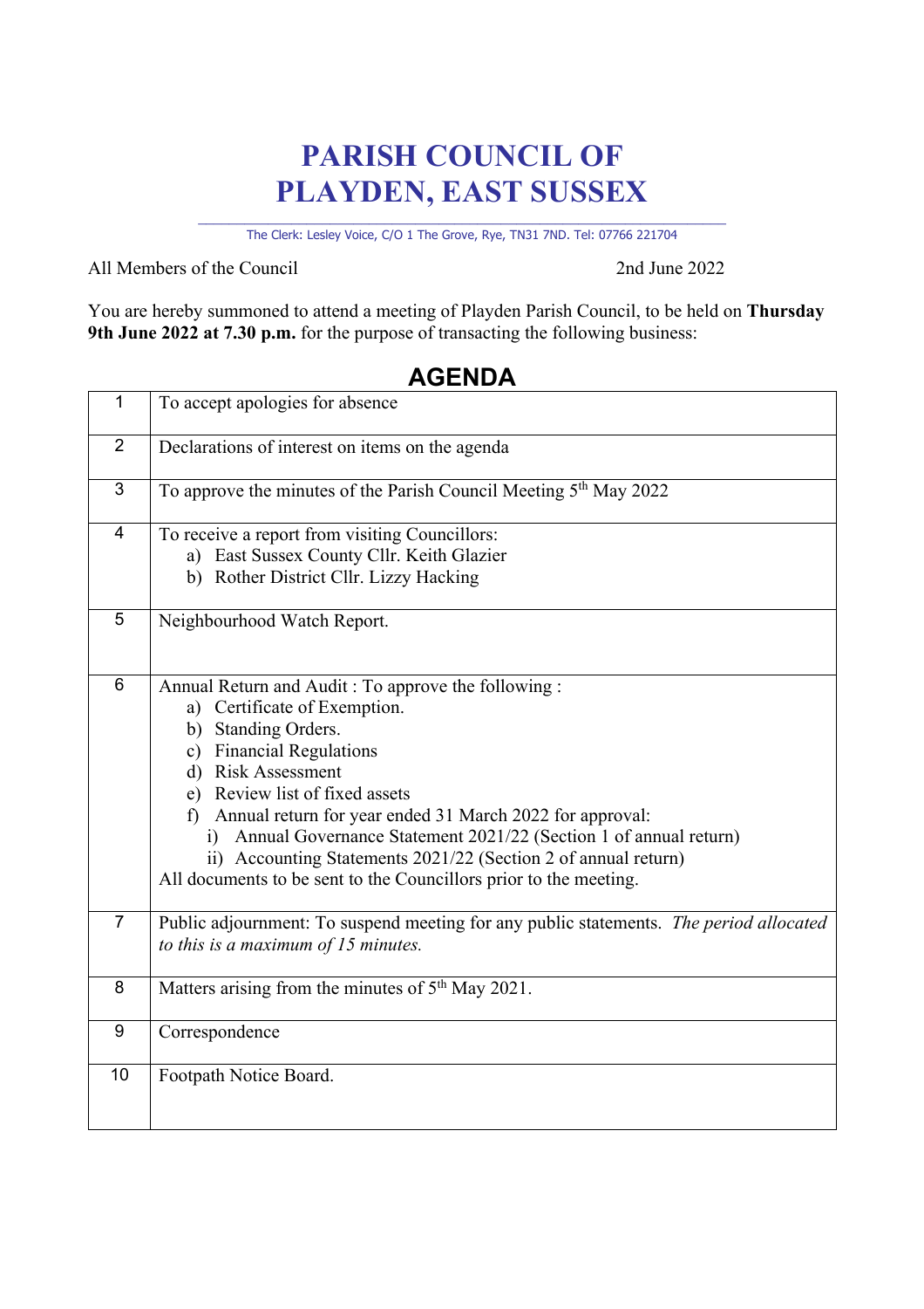# PARISH COUNCIL OF PLAYDEN, EAST SUSSEX

The Clerk: Lesley Voice, C/O 1 The Grove, Rye, TN31 7ND. Tel: 07766 221704

All Members of the Council

2nd June 2022

You are hereby summoned to attend a meeting of Playden Parish Council, to be held on **Thursday 9th June 2022 at 7.30 p.m.** for the purpose of transacting the following business:

## AGENDA

| | |
|---|---|
| 1 | To accept apologies for absence |
| 2 | Declarations of interest on items on the agenda |
| 3 | To approve the minutes of the Parish Council Meeting 5th May 2022 |
| 4 | To receive a report from visiting Councillors:<br>a) East Sussex County Cllr. Keith Glazier<br>b) Rother District Cllr. Lizzy Hacking |
| 5 | Neighbourhood Watch Report. |
| 6 | Annual Return and Audit : To approve the following :<br>a) Certificate of Exemption.<br>b) Standing Orders.<br>c) Financial Regulations<br>d) Risk Assessment<br>e) Review list of fixed assets<br>f) Annual return for year ended 31 March 2022 for approval:<br>i) Annual Governance Statement 2021/22 (Section 1 of annual return)<br>ii) Accounting Statements 2021/22 (Section 2 of annual return)<br>All documents to be sent to the Councillors prior to the meeting. |
| 7 | Public adjournment: To suspend meeting for any public statements. *The period allocated to this is a maximum of 15 minutes.* |
| 8 | Matters arising from the minutes of 5th May 2021. |
| 9 | Correspondence |
| 10 | Footpath Notice Board. |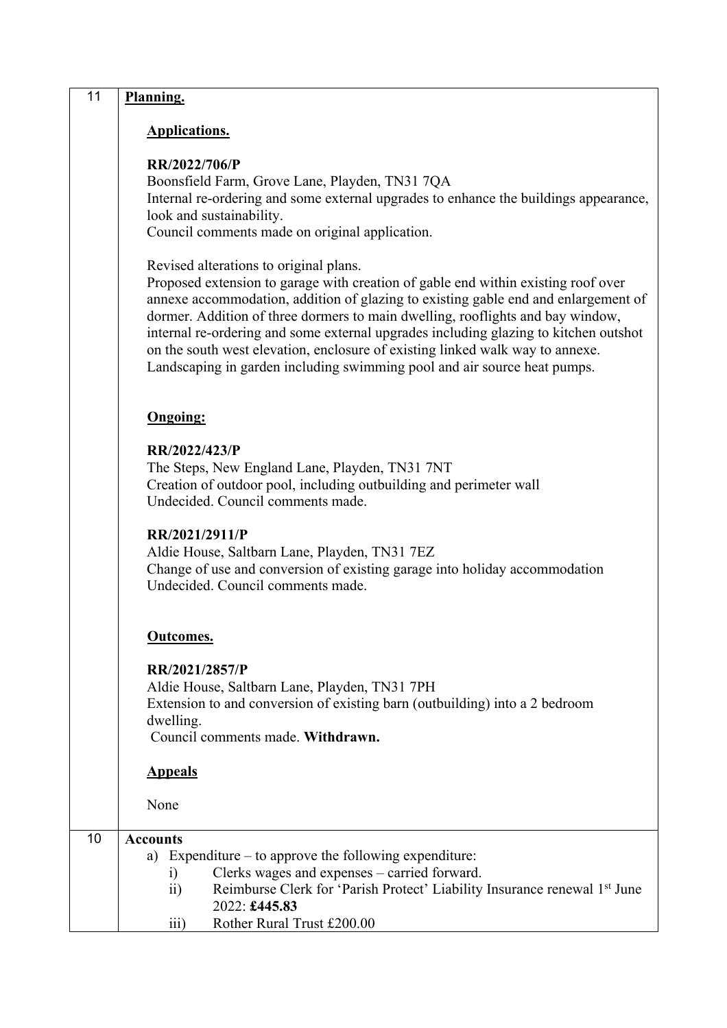| | |
|---|---|
| 11 | **Planning.**<br><br>**Applications.**<br><br>**RR/2022/706/P**<br>Boonsfield Farm, Grove Lane, Playden, TN31 7QA<br>Internal re-ordering and some external upgrades to enhance the buildings appearance, look and sustainability.<br>Council comments made on original application.<br><br>Revised alterations to original plans.<br>Proposed extension to garage with creation of gable end within existing roof over annexe accommodation, addition of glazing to existing gable end and enlargement of dormer. Addition of three dormers to main dwelling, rooflights and bay window, internal re-ordering and some external upgrades including glazing to kitchen outshot on the south west elevation, enclosure of existing linked walk way to annexe. Landscaping in garden including swimming pool and air source heat pumps.<br><br>**Ongoing:**<br><br>**RR/2022/423/P**<br>The Steps, New England Lane, Playden, TN31 7NT<br>Creation of outdoor pool, including outbuilding and perimeter wall<br>Undecided. Council comments made.<br><br>**RR/2021/2911/P**<br>Aldie House, Saltbarn Lane, Playden, TN31 7EZ<br>Change of use and conversion of existing garage into holiday accommodation<br>Undecided. Council comments made.<br><br>**Outcomes.**<br><br>**RR/2021/2857/P**<br>Aldie House, Saltbarn Lane, Playden, TN31 7PH<br>Extension to and conversion of existing barn (outbuilding) into a 2 bedroom dwelling.<br>Council comments made. **Withdrawn.**<br><br>**Appeals**<br><br>None |
| 10 | **Accounts**<br>a) Expenditure – to approve the following expenditure:<br>i) Clerks wages and expenses – carried forward.<br>ii) Reimburse Clerk for 'Parish Protect' Liability Insurance renewal 1st June 2022: **£445.83**<br>iii) Rother Rural Trust £200.00 |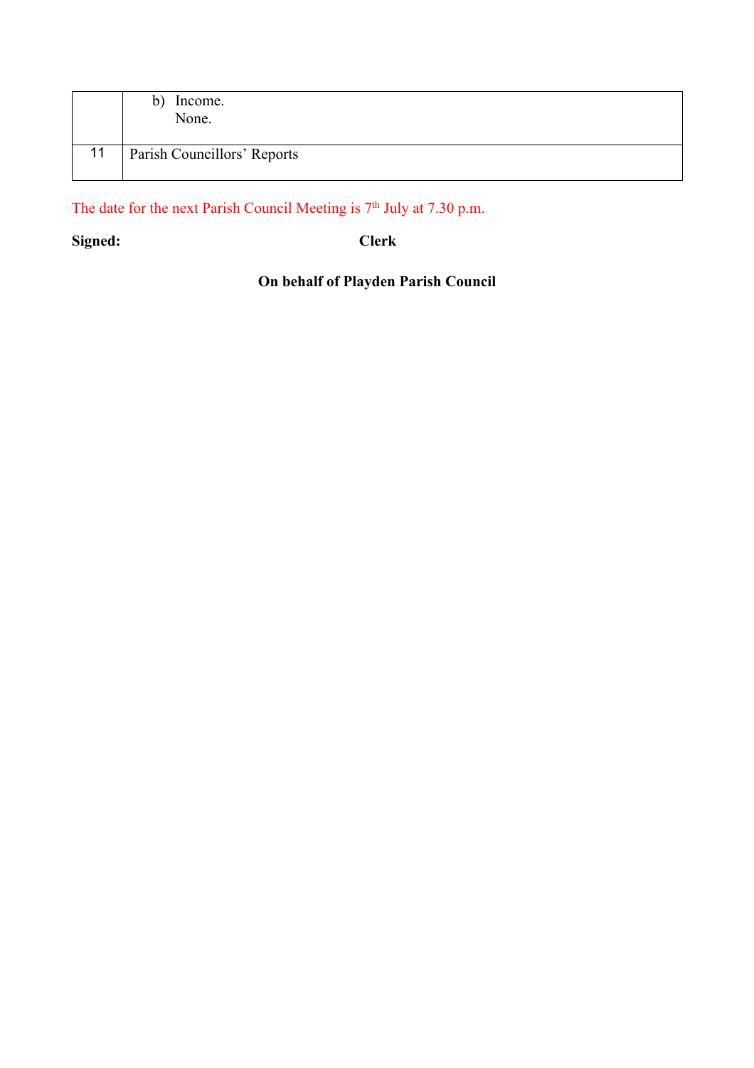| | |
|---|---|
| | b) Income.<br>None. |
| 11 | Parish Councillors' Reports |

The date for the next Parish Council Meeting is 7th July at 7.30 p.m.

**Signed:** **Clerk**

**On behalf of Playden Parish Council**